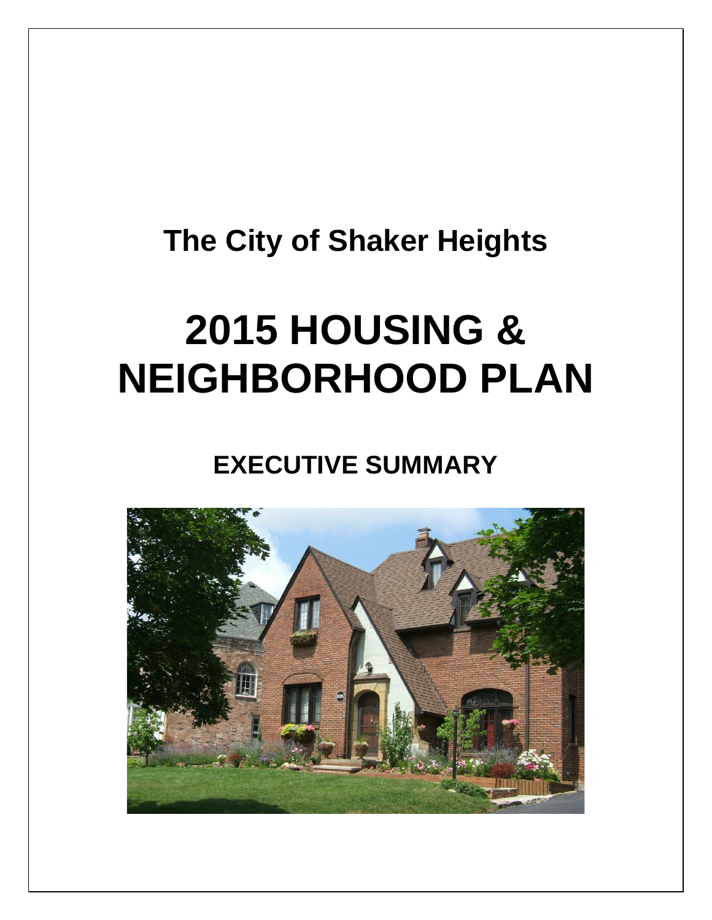## The City of Shaker Heights

# 2015 HOUSING & NEIGHBORHOOD PLAN

## EXECUTIVE SUMMARY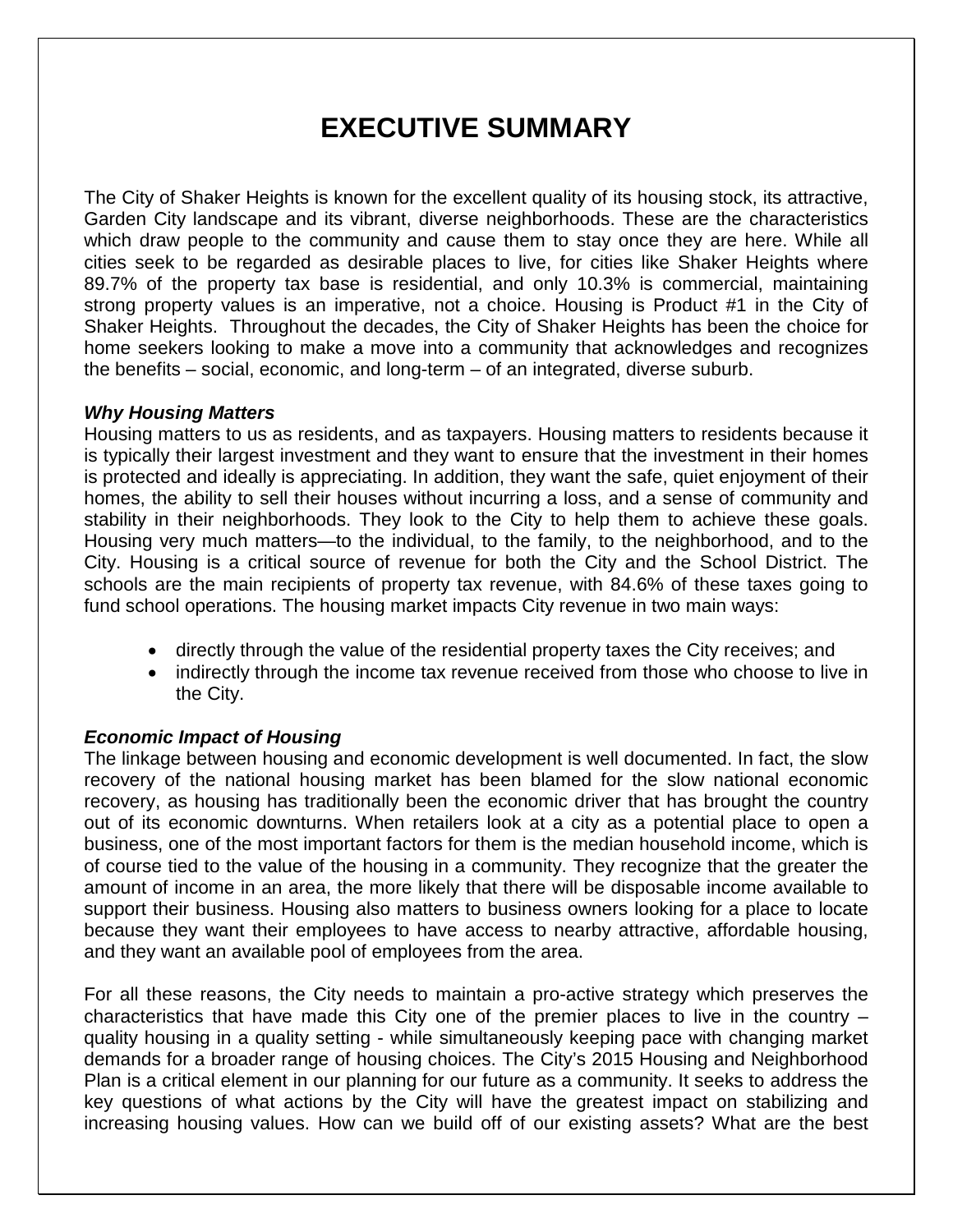# EXECUTIVE SUMMARY

The City of Shaker Heights is known for the excellent quality of its housing stock, its attractive, Garden City landscape and its vibrant, diverse neighborhoods. These are the characteristics which draw people to the community and cause them to stay once they are here. While all cities seek to be regarded as desirable places to live, for cities like Shaker Heights where 89.7% of the property tax base is residential, and only 10.3% is commercial, maintaining strong property values is an imperative, not a choice. Housing is Product #1 in the City of Shaker Heights. Throughout the decades, the City of Shaker Heights has been the choice for home seekers looking to make a move into a community that acknowledges and recognizes the benefits – social, economic, and long-term – of an integrated, diverse suburb.

***Why Housing Matters***

Housing matters to us as residents, and as taxpayers. Housing matters to residents because it is typically their largest investment and they want to ensure that the investment in their homes is protected and ideally is appreciating. In addition, they want the safe, quiet enjoyment of their homes, the ability to sell their houses without incurring a loss, and a sense of community and stability in their neighborhoods. They look to the City to help them to achieve these goals. Housing very much matters—to the individual, to the family, to the neighborhood, and to the City. Housing is a critical source of revenue for both the City and the School District. The schools are the main recipients of property tax revenue, with 84.6% of these taxes going to fund school operations. The housing market impacts City revenue in two main ways:

- directly through the value of the residential property taxes the City receives; and
- indirectly through the income tax revenue received from those who choose to live in the City.

***Economic Impact of Housing***

The linkage between housing and economic development is well documented. In fact, the slow recovery of the national housing market has been blamed for the slow national economic recovery, as housing has traditionally been the economic driver that has brought the country out of its economic downturns. When retailers look at a city as a potential place to open a business, one of the most important factors for them is the median household income, which is of course tied to the value of the housing in a community. They recognize that the greater the amount of income in an area, the more likely that there will be disposable income available to support their business. Housing also matters to business owners looking for a place to locate because they want their employees to have access to nearby attractive, affordable housing, and they want an available pool of employees from the area.

For all these reasons, the City needs to maintain a pro-active strategy which preserves the characteristics that have made this City one of the premier places to live in the country – quality housing in a quality setting - while simultaneously keeping pace with changing market demands for a broader range of housing choices. The City's 2015 Housing and Neighborhood Plan is a critical element in our planning for our future as a community. It seeks to address the key questions of what actions by the City will have the greatest impact on stabilizing and increasing housing values. How can we build off of our existing assets? What are the best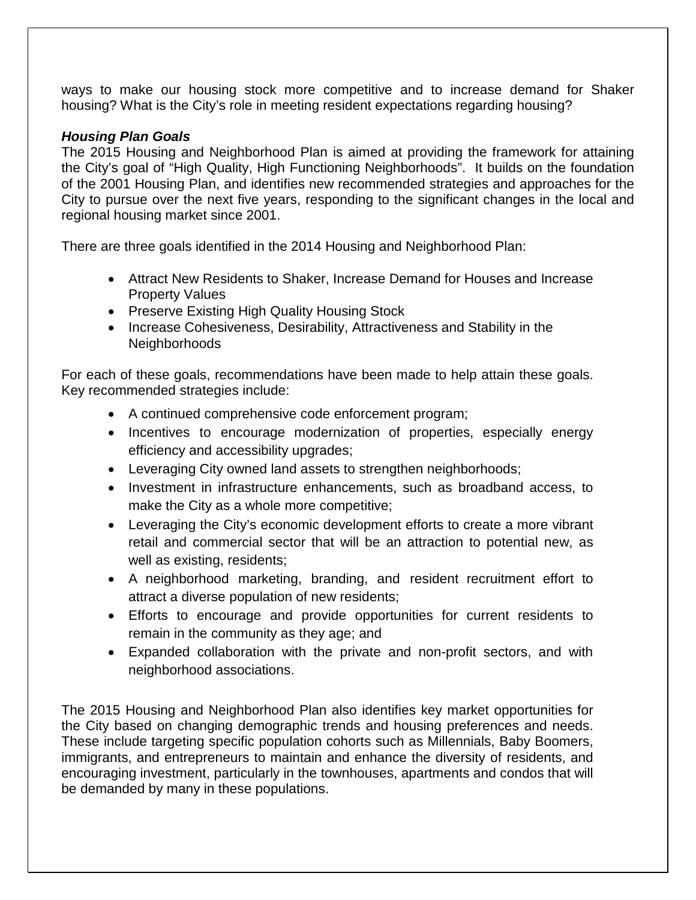ways to make our housing stock more competitive and to increase demand for Shaker housing? What is the City's role in meeting resident expectations regarding housing?

***Housing Plan Goals***

The 2015 Housing and Neighborhood Plan is aimed at providing the framework for attaining the City's goal of "High Quality, High Functioning Neighborhoods". It builds on the foundation of the 2001 Housing Plan, and identifies new recommended strategies and approaches for the City to pursue over the next five years, responding to the significant changes in the local and regional housing market since 2001.

There are three goals identified in the 2014 Housing and Neighborhood Plan:

- Attract New Residents to Shaker, Increase Demand for Houses and Increase Property Values
- Preserve Existing High Quality Housing Stock
- Increase Cohesiveness, Desirability, Attractiveness and Stability in the Neighborhoods

For each of these goals, recommendations have been made to help attain these goals. Key recommended strategies include:

- A continued comprehensive code enforcement program;
- Incentives to encourage modernization of properties, especially energy efficiency and accessibility upgrades;
- Leveraging City owned land assets to strengthen neighborhoods;
- Investment in infrastructure enhancements, such as broadband access, to make the City as a whole more competitive;
- Leveraging the City's economic development efforts to create a more vibrant retail and commercial sector that will be an attraction to potential new, as well as existing, residents;
- A neighborhood marketing, branding, and resident recruitment effort to attract a diverse population of new residents;
- Efforts to encourage and provide opportunities for current residents to remain in the community as they age; and
- Expanded collaboration with the private and non-profit sectors, and with neighborhood associations.

The 2015 Housing and Neighborhood Plan also identifies key market opportunities for the City based on changing demographic trends and housing preferences and needs. These include targeting specific population cohorts such as Millennials, Baby Boomers, immigrants, and entrepreneurs to maintain and enhance the diversity of residents, and encouraging investment, particularly in the townhouses, apartments and condos that will be demanded by many in these populations.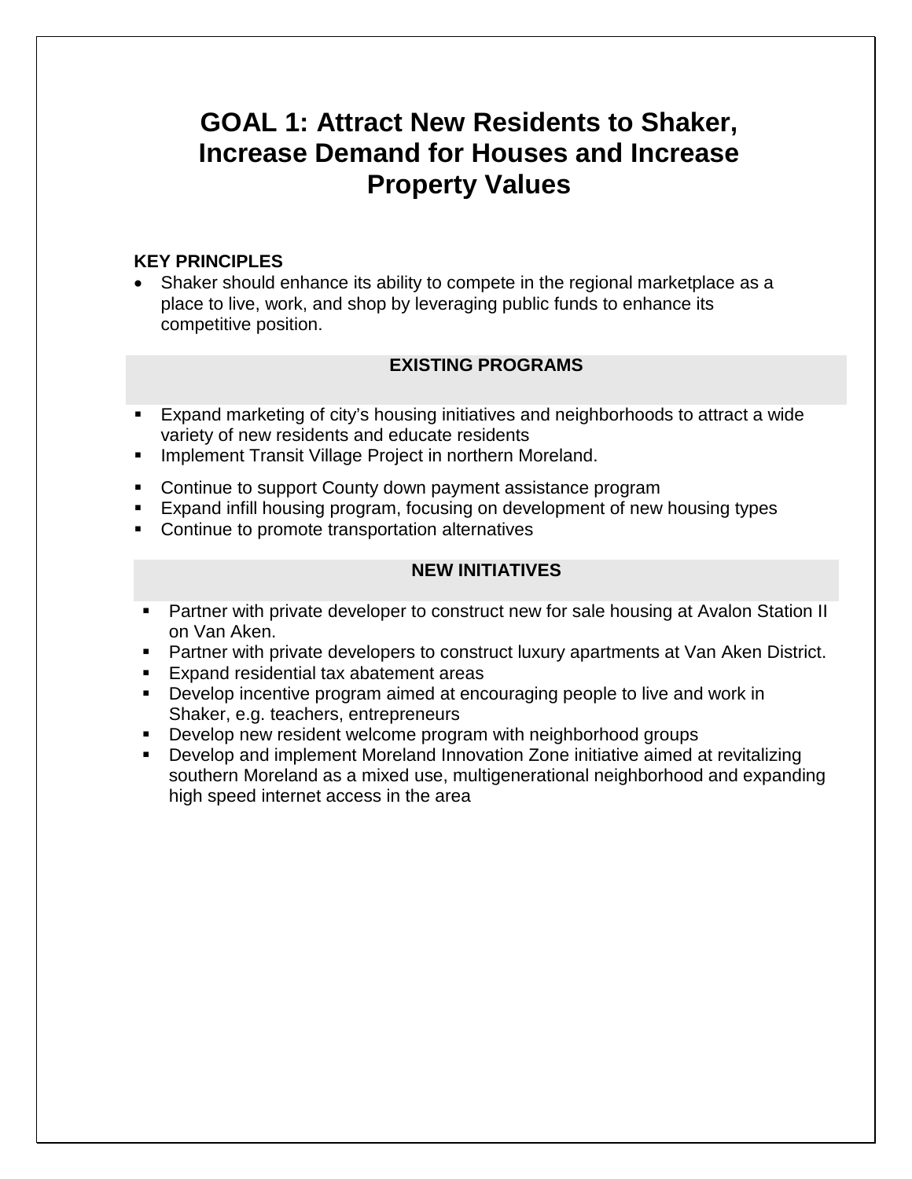# GOAL 1: Attract New Residents to Shaker, Increase Demand for Houses and Increase Property Values

**KEY PRINCIPLES**

- Shaker should enhance its ability to compete in the regional marketplace as a place to live, work, and shop by leveraging public funds to enhance its competitive position.

**EXISTING PROGRAMS**

- Expand marketing of city's housing initiatives and neighborhoods to attract a wide variety of new residents and educate residents
- Implement Transit Village Project in northern Moreland.
- Continue to support County down payment assistance program
- Expand infill housing program, focusing on development of new housing types
- Continue to promote transportation alternatives

**NEW INITIATIVES**

- Partner with private developer to construct new for sale housing at Avalon Station II on Van Aken.
- Partner with private developers to construct luxury apartments at Van Aken District.
- Expand residential tax abatement areas
- Develop incentive program aimed at encouraging people to live and work in Shaker, e.g. teachers, entrepreneurs
- Develop new resident welcome program with neighborhood groups
- Develop and implement Moreland Innovation Zone initiative aimed at revitalizing southern Moreland as a mixed use, multigenerational neighborhood and expanding high speed internet access in the area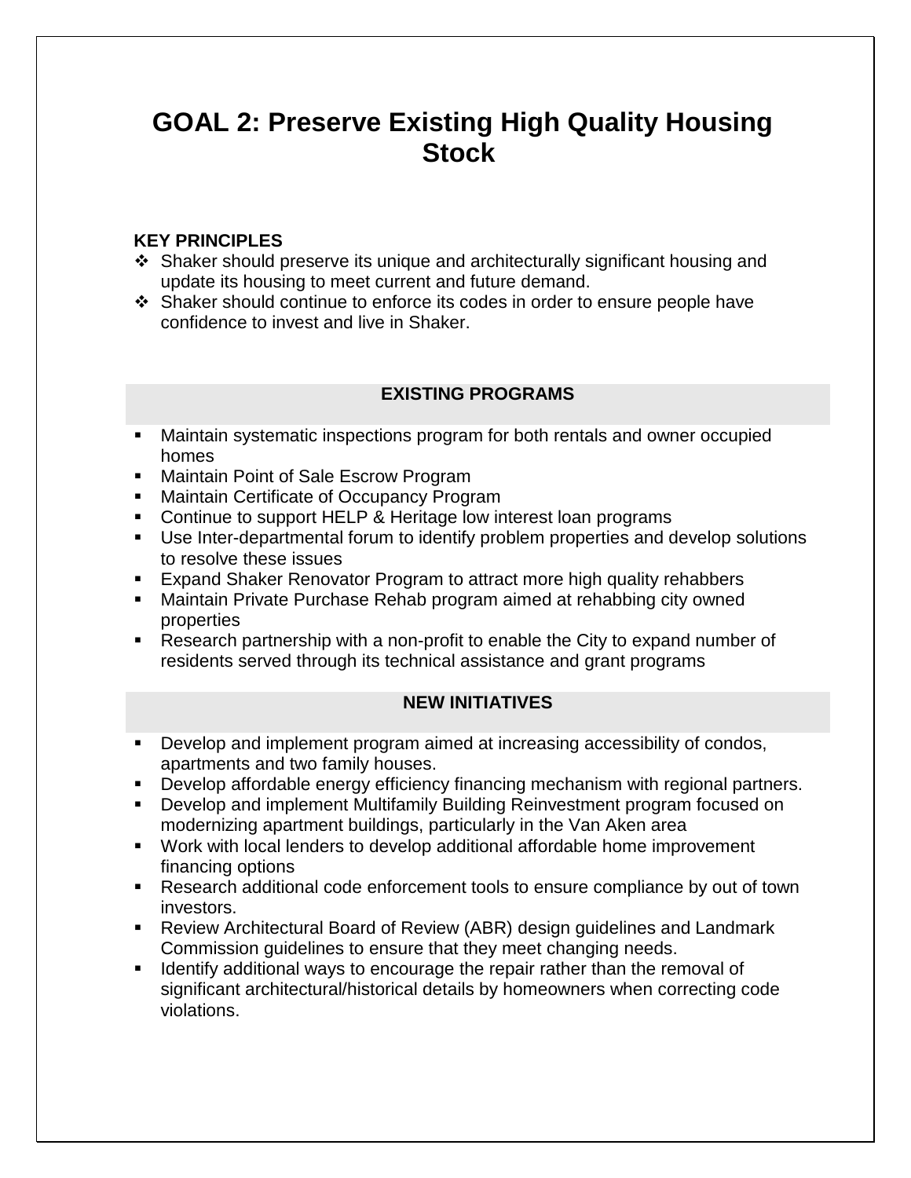# GOAL 2: Preserve Existing High Quality Housing Stock

**KEY PRINCIPLES**

- Shaker should preserve its unique and architecturally significant housing and update its housing to meet current and future demand.
- Shaker should continue to enforce its codes in order to ensure people have confidence to invest and live in Shaker.

### EXISTING PROGRAMS

- Maintain systematic inspections program for both rentals and owner occupied homes
- Maintain Point of Sale Escrow Program
- Maintain Certificate of Occupancy Program
- Continue to support HELP & Heritage low interest loan programs
- Use Inter-departmental forum to identify problem properties and develop solutions to resolve these issues
- Expand Shaker Renovator Program to attract more high quality rehabbers
- Maintain Private Purchase Rehab program aimed at rehabbing city owned properties
- Research partnership with a non-profit to enable the City to expand number of residents served through its technical assistance and grant programs

### NEW INITIATIVES

- Develop and implement program aimed at increasing accessibility of condos, apartments and two family houses.
- Develop affordable energy efficiency financing mechanism with regional partners.
- Develop and implement Multifamily Building Reinvestment program focused on modernizing apartment buildings, particularly in the Van Aken area
- Work with local lenders to develop additional affordable home improvement financing options
- Research additional code enforcement tools to ensure compliance by out of town investors.
- Review Architectural Board of Review (ABR) design guidelines and Landmark Commission guidelines to ensure that they meet changing needs.
- Identify additional ways to encourage the repair rather than the removal of significant architectural/historical details by homeowners when correcting code violations.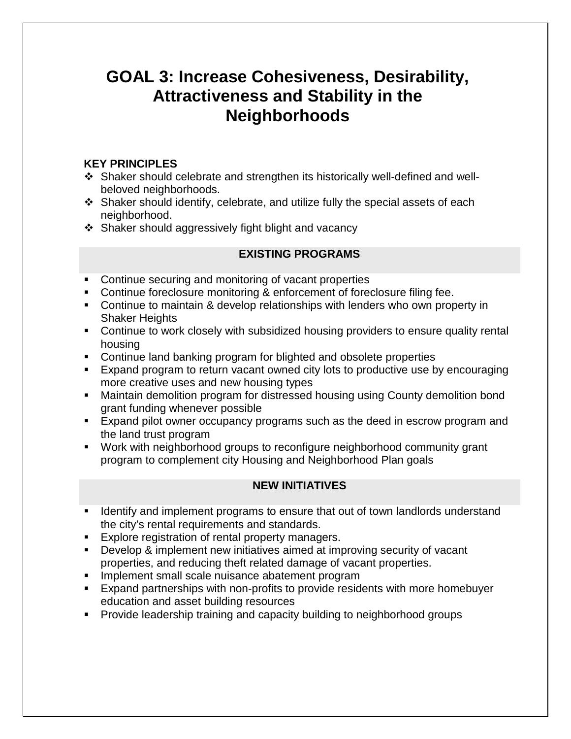# GOAL 3: Increase Cohesiveness, Desirability, Attractiveness and Stability in the Neighborhoods

**KEY PRINCIPLES**

- Shaker should celebrate and strengthen its historically well-defined and well-beloved neighborhoods.
- Shaker should identify, celebrate, and utilize fully the special assets of each neighborhood.
- Shaker should aggressively fight blight and vacancy

### EXISTING PROGRAMS

- Continue securing and monitoring of vacant properties
- Continue foreclosure monitoring & enforcement of foreclosure filing fee.
- Continue to maintain & develop relationships with lenders who own property in Shaker Heights
- Continue to work closely with subsidized housing providers to ensure quality rental housing
- Continue land banking program for blighted and obsolete properties
- Expand program to return vacant owned city lots to productive use by encouraging more creative uses and new housing types
- Maintain demolition program for distressed housing using County demolition bond grant funding whenever possible
- Expand pilot owner occupancy programs such as the deed in escrow program and the land trust program
- Work with neighborhood groups to reconfigure neighborhood community grant program to complement city Housing and Neighborhood Plan goals

### NEW INITIATIVES

- Identify and implement programs to ensure that out of town landlords understand the city's rental requirements and standards.
- Explore registration of rental property managers.
- Develop & implement new initiatives aimed at improving security of vacant properties, and reducing theft related damage of vacant properties.
- Implement small scale nuisance abatement program
- Expand partnerships with non-profits to provide residents with more homebuyer education and asset building resources
- Provide leadership training and capacity building to neighborhood groups